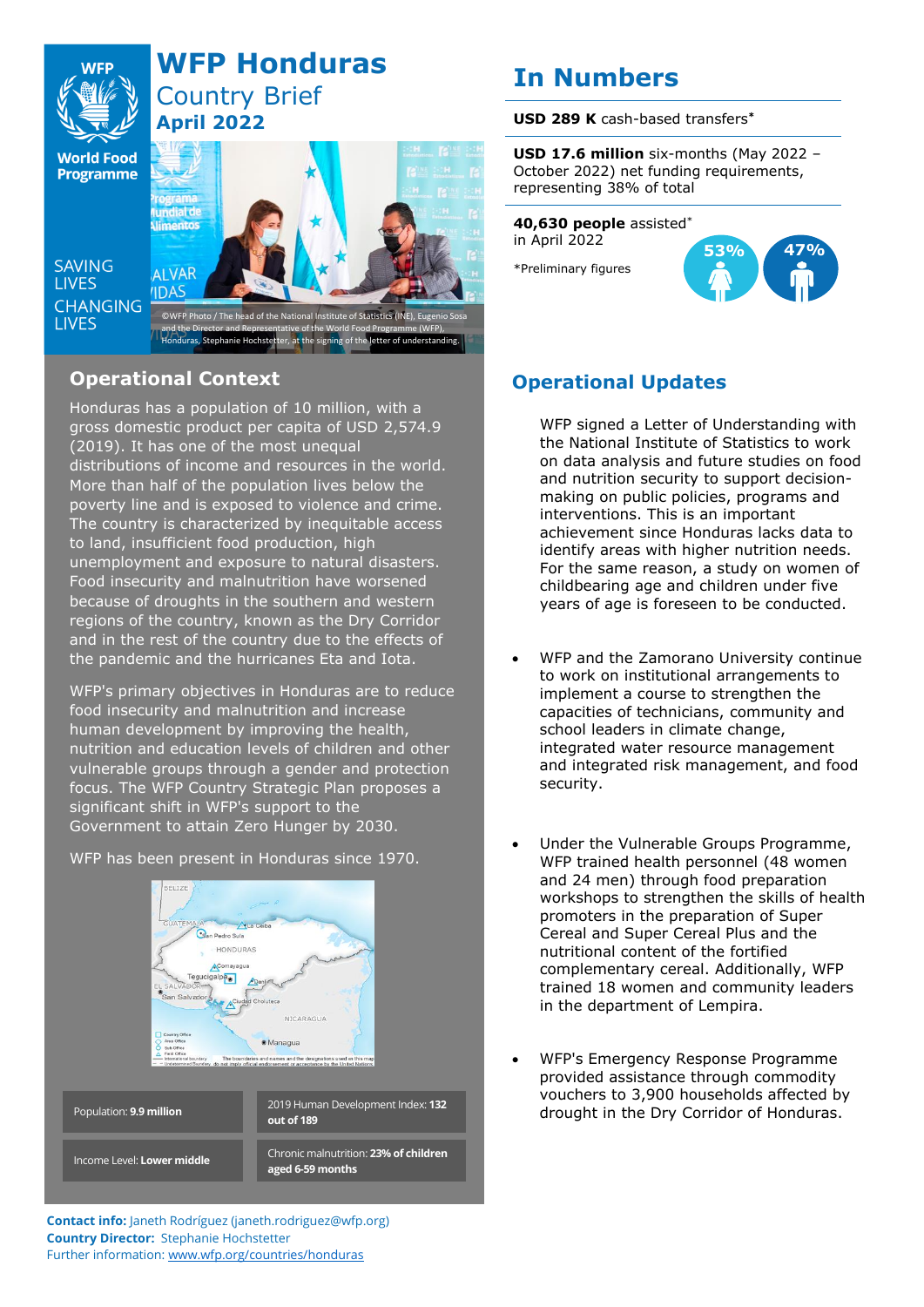# WFP Honduras

## Country Brief

## April 2022

World Food Programme

SAVING LIVES CHANGING LIVES

©WFP Photo / The head of the National Institute of Statistics (INE), Eugenio Sosa and the Director and Representative of the World Food Programme (WFP), Honduras, Stephanie Hochstetter, at the signing of the letter of understanding.

## Operational Context

Honduras has a population of 10 million, with a gross domestic product per capita of USD 2,574.9 (2019). It has one of the most unequal distributions of income and resources in the world. More than half of the population lives below the poverty line and is exposed to violence and crime. The country is characterized by inequitable access to land, insufficient food production, high unemployment and exposure to natural disasters. Food insecurity and malnutrition have worsened because of droughts in the southern and western regions of the country, known as the Dry Corridor and in the rest of the country due to the effects of the pandemic and the hurricanes Eta and Iota.

WFP's primary objectives in Honduras are to reduce food insecurity and malnutrition and increase human development by improving the health, nutrition and education levels of children and other vulnerable groups through a gender and protection focus. The WFP Country Strategic Plan proposes a significant shift in WFP's support to the Government to attain Zero Hunger by 2030.

WFP has been present in Honduras since 1970.

| Population: **9.9 million** | 2019 Human Development Index: **132 out of 189** |
|---|---|
| Income Level: **Lower middle** | Chronic malnutrition: **23% of children aged 6-59 months** |

**Contact info:** Janeth Rodríguez (janeth.rodriguez@wfp.org)
**Country Director:** Stephanie Hochstetter
Further information: www.wfp.org/countries/honduras

# In Numbers

**USD 289 K** cash-based transfers*

**USD 17.6 million** six-months (May 2022 – October 2022) net funding requirements, representing 38% of total

**40,630 people** assisted* in April 2022

53% 47%

*Preliminary figures

## Operational Updates

WFP signed a Letter of Understanding with the National Institute of Statistics to work on data analysis and future studies on food and nutrition security to support decision-making on public policies, programs and interventions. This is an important achievement since Honduras lacks data to identify areas with higher nutrition needs. For the same reason, a study on women of childbearing age and children under five years of age is foreseen to be conducted.

- WFP and the Zamorano University continue to work on institutional arrangements to implement a course to strengthen the capacities of technicians, community and school leaders in climate change, integrated water resource management and integrated risk management, and food security.

- Under the Vulnerable Groups Programme, WFP trained health personnel (48 women and 24 men) through food preparation workshops to strengthen the skills of health promoters in the preparation of Super Cereal and Super Cereal Plus and the nutritional content of the fortified complementary cereal. Additionally, WFP trained 18 women and community leaders in the department of Lempira.

- WFP's Emergency Response Programme provided assistance through commodity vouchers to 3,900 households affected by drought in the Dry Corridor of Honduras.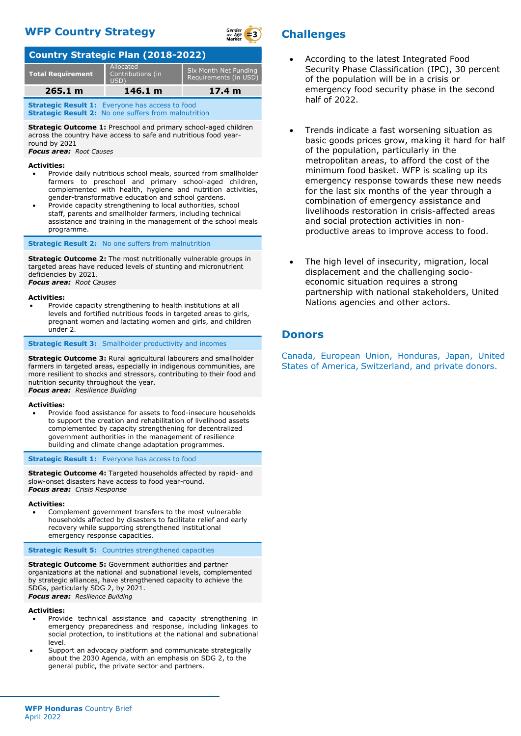## WFP Country Strategy

Gender and Age Marker =3

### Country Strategic Plan (2018-2022)

| Total Requirement | Allocated Contributions (in USD) | Six Month Net Funding Requirements (in USD) |
|---|---|---|
| 265.1 m | 146.1 m | 17.4 m |

**Strategic Result 1:** Everyone has access to food
**Strategic Result 2:** No one suffers from malnutrition

**Strategic Outcome 1:** Preschool and primary school-aged children across the country have access to safe and nutritious food year-round by 2021
***Focus area:*** *Root Causes*

**Activities:**

- Provide daily nutritious school meals, sourced from smallholder farmers to preschool and primary school-aged children, complemented with health, hygiene and nutrition activities, gender-transformative education and school gardens.
- Provide capacity strengthening to local authorities, school staff, parents and smallholder farmers, including technical assistance and training in the management of the school meals programme.

**Strategic Result 2:** No one suffers from malnutrition

**Strategic Outcome 2:** The most nutritionally vulnerable groups in targeted areas have reduced levels of stunting and micronutrient deficiencies by 2021.
***Focus area:*** *Root Causes*

**Activities:**

- Provide capacity strengthening to health institutions at all levels and fortified nutritious foods in targeted areas to girls, pregnant women and lactating women and girls, and children under 2.

**Strategic Result 3:** Smallholder productivity and incomes

**Strategic Outcome 3:** Rural agricultural labourers and smallholder farmers in targeted areas, especially in indigenous communities, are more resilient to shocks and stressors, contributing to their food and nutrition security throughout the year.
***Focus area:*** *Resilience Building*

**Activities:**

- Provide food assistance for assets to food-insecure households to support the creation and rehabilitation of livelihood assets complemented by capacity strengthening for decentralized government authorities in the management of resilience building and climate change adaptation programmes.

**Strategic Result 1:** Everyone has access to food

**Strategic Outcome 4:** Targeted households affected by rapid- and slow-onset disasters have access to food year-round.
***Focus area:*** *Crisis Response*

**Activities:**

- Complement government transfers to the most vulnerable households affected by disasters to facilitate relief and early recovery while supporting strengthened institutional emergency response capacities.

**Strategic Result 5:** Countries strengthened capacities

**Strategic Outcome 5:** Government authorities and partner organizations at the national and subnational levels, complemented by strategic alliances, have strengthened capacity to achieve the SDGs, particularly SDG 2, by 2021.
***Focus area:*** *Resilience Building*

**Activities:**

- Provide technical assistance and capacity strengthening in emergency preparedness and response, including linkages to social protection, to institutions at the national and subnational level.
- Support an advocacy platform and communicate strategically about the 2030 Agenda, with an emphasis on SDG 2, to the general public, the private sector and partners.

## Challenges

- According to the latest Integrated Food Security Phase Classification (IPC), 30 percent of the population will be in a crisis or emergency food security phase in the second half of 2022.
- Trends indicate a fast worsening situation as basic goods prices grow, making it hard for half of the population, particularly in the metropolitan areas, to afford the cost of the minimum food basket. WFP is scaling up its emergency response towards these new needs for the last six months of the year through a combination of emergency assistance and livelihoods restoration in crisis-affected areas and social protection activities in non-productive areas to improve access to food.
- The high level of insecurity, migration, local displacement and the challenging socio-economic situation requires a strong partnership with national stakeholders, United Nations agencies and other actors.

## Donors

Canada, European Union, Honduras, Japan, United States of America, Switzerland, and private donors.